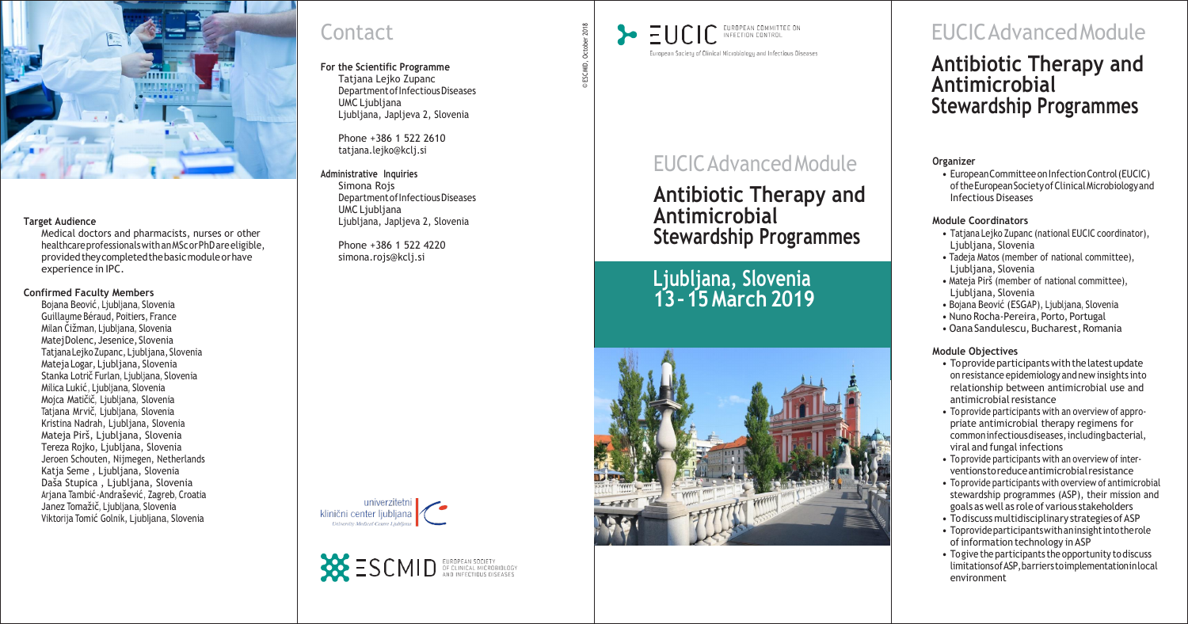**Target Audience**

Medical doctors and pharmacists, nurses or other healthcare professionals with an MSc or PhD are eligible, provided they completed the basic module or have experience in IPC.

**Confirmed Faculty Members**

Bojana Beović, Ljubljana, Slovenia
Guillaume Béraud, Poitiers, France
Milan Čižman, Ljubljana, Slovenia
Matej Dolenc, Jesenice, Slovenia
Tatjana Lejko Zupanc, Ljubljana, Slovenia
Mateja Logar, Ljubljana, Slovenia
Stanka Lotrič Furlan, Ljubljana, Slovenia
Milica Lukić, Ljubljana, Slovenia
Mojca Matičič, Ljubljana, Slovenia
Tatjana Mrvič, Ljubljana, Slovenia
Kristina Nadrah, Ljubljana, Slovenia
Mateja Pirš, Ljubljana, Slovenia
Tereza Rojko, Ljubljana, Slovenia
Jeroen Schouten, Nijmegen, Netherlands
Katja Seme, Ljubljana, Slovenia
Daša Stupica, Ljubljana, Slovenia
Arjana Tambić-Andrašević, Zagreb, Croatia
Janez Tomažič, Ljubljana, Slovenia
Viktorija Tomič Golnik, Ljubljana, Slovenia

## Contact

**For the Scientific Programme**

Tatjana Lejko Zupanc
Department of Infectious Diseases
UMC Ljubljana
Ljubljana, Japljeva 2, Slovenia

Phone +386 1 522 2610
tatjana.lejko@kclj.si

**Administrative Inquiries**

Simona Rojs
Department of Infectious Diseases
UMC Ljubljana
Ljubljana, Japljeva 2, Slovenia

Phone +386 1 522 4220
simona.rojs@kclj.si

univerzitetni klinični center ljubljana
University Medical Centre Ljubljana

ESCMID EUROPEAN SOCIETY OF CLINICAL MICROBIOLOGY AND INFECTIOUS DISEASES

© ESCMID, October 2018

EUCIC EUROPEAN COMMITTEE ON INFECTION CONTROL
European Society of Clinical Microbiology and Infectious Diseases

# EUCIC Advanced Module

## Antibiotic Therapy and Antimicrobial Stewardship Programmes

### Ljubljana, Slovenia 13 – 15 March 2019

# EUCIC Advanced Module

## Antibiotic Therapy and Antimicrobial Stewardship Programmes

**Organizer**

- European Committee on Infection Control (EUCIC) of the European Society of Clinical Microbiology and Infectious Diseases

**Module Coordinators**

- Tatjana Lejko Zupanc (national EUCIC coordinator), Ljubljana, Slovenia
- Tadeja Matos (member of national committee), Ljubljana, Slovenia
- Mateja Pirš (member of national committee), Ljubljana, Slovenia
- Bojana Beović (ESGAP), Ljubljana, Slovenia
- Nuno Rocha-Pereira, Porto, Portugal
- Oana Sandulescu, Bucharest, Romania

**Module Objectives**

- To provide participants with the latest update on resistance epidemiology and new insights into relationship between antimicrobial use and antimicrobial resistance
- To provide participants with an overview of appropriate antimicrobial therapy regimens for common infectious diseases, including bacterial, viral and fungal infections
- To provide participants with an overview of interventions to reduce antimicrobial resistance
- To provide participants with overview of antimicrobial stewardship programmes (ASP), their mission and goals as well as role of various stakeholders
- To discuss multidisciplinary strategies of ASP
- To provide participants with an insight into the role of information technology in ASP
- To give the participants the opportunity to discuss limitations of ASP, barriers to implementation in local environment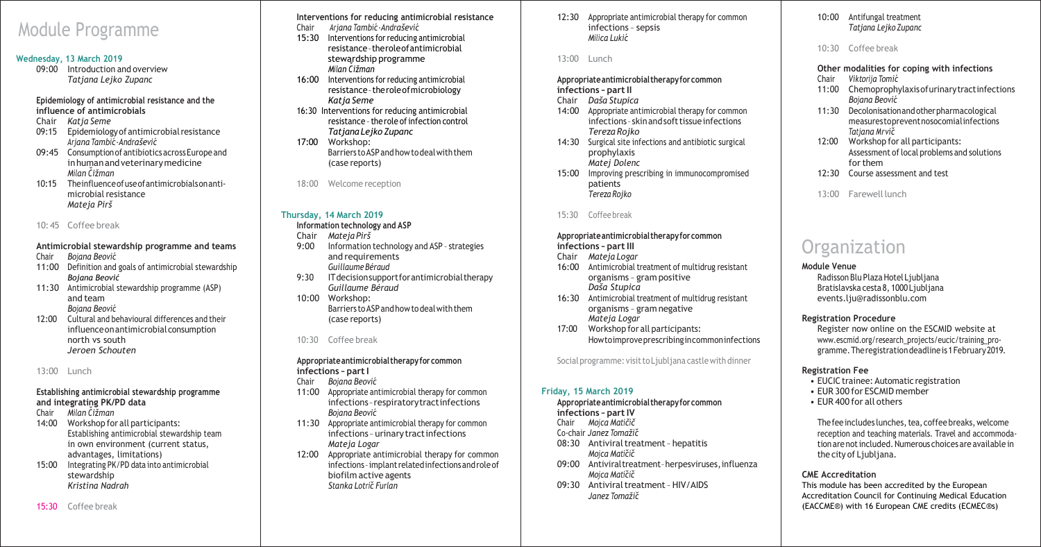# Module Programme

## Wednesday, 13 March 2019

09:00 Introduction and overview
*Tatjana Lejko Zupanc*

### Epidemiology of antimicrobial resistance and the influence of antimicrobials

Chair *Katja Seme*

09:15 Epidemiology of antimicrobial resistance
*Arjana Tambić-Andrašević*

09:45 Consumption of antibiotics across Europe and in human and veterinary medicine
*Milan Čižman*

10:15 The influence of use of antimicrobials on antimicrobial resistance
*Mateja Pirš*

10:45 Coffee break

### Antimicrobial stewardship programme and teams

Chair *Bojana Beović*

11:00 Definition and goals of antimicrobial stewardship
*Bojana Beović*

11:30 Antimicrobial stewardship programme (ASP) and team
*Bojana Beović*

12:00 Cultural and behavioural differences and their influence on antimicrobial consumption north vs south
*Jeroen Schouten*

13:00 Lunch

### Establishing antimicrobial stewardship programme and integrating PK/PD data

Chair *Milan Čižman*

14:00 Workshop for all participants:
Establishing antimicrobial stewardship team in own environment (current status, advantages, limitations)

15:00 Integrating PK/PD data into antimicrobial stewardship
*Kristina Nadrah*

15:30 Coffee break

### Interventions for reducing antimicrobial resistance

Chair *Arjana Tambić-Andrašević*

15:30 Interventions for reducing antimicrobial resistance – the role of antimicrobial stewardship programme
*Milan Čižman*

16:00 Interventions for reducing antimicrobial resistance – the role of microbiology
*Katja Seme*

16:30 Interventions for reducing antimicrobial resistance – the role of infection control
*Tatjana Lejko Zupanc*

17:00 Workshop:
Barriers to ASP and how to deal with them (case reports)

18:00 Welcome reception

## Thursday, 14 March 2019

### Information technology and ASP

Chair *Mateja Pirš*

9:00 Information technology and ASP – strategies and requirements
*Guillaume Béraud*

9:30 IT decision support for antimicrobial therapy
*Guillaume Béraud*

10:00 Workshop:
Barriers to ASP and how to deal with them (case reports)

10:30 Coffee break

### Appropriate antimicrobial therapy for common infections – part I

Chair *Bojana Beović*

11:00 Appropriate antimicrobial therapy for common infections – respiratory tract infections
*Bojana Beović*

11:30 Appropriate antimicrobial therapy for common infections – urinary tract infections
*Mateja Logar*

12:00 Appropriate antimicrobial therapy for common infections – implant related infections and role of biofilm active agents
*Stanka Lotrič Furlan*

12:30 Appropriate antimicrobial therapy for common infections – sepsis
*Milica Lukić*

13:00 Lunch

### Appropriate antimicrobial therapy for common infections – part II

Chair *Daša Stupica*

14:00 Appropriate antimicrobial therapy for common infections – skin and soft tissue infections
*Tereza Rojko*

14:30 Surgical site infections and antibiotic surgical prophylaxis
*Matej Dolenc*

15:00 Improving prescribing in immunocompromised patients
*Tereza Rojko*

15:30 Coffee break

### Appropriate antimicrobial therapy for common infections – part III

Chair *Mateja Logar*

16:00 Antimicrobial treatment of multidrug resistant organisms – gram positive
*Daša Stupica*

16:30 Antimicrobial treatment of multidrug resistant organisms – gram negative
*Mateja Logar*

17:00 Workshop for all participants:
How to improve prescribing in common infections

Social programme: visit to Ljubljana castle with dinner

## Friday, 15 March 2019

### Appropriate antimicrobial therapy for common infections – part IV

Chair *Mojca Matičič*
Co-chair *Janez Tomažič*

08:30 Antiviral treatment – hepatitis
*Mojca Matičič*

09:00 Antiviral treatment – herpesviruses, influenza
*Mojca Matičič*

09:30 Antiviral treatment – HIV/AIDS
*Janez Tomažič*

10:00 Antifungal treatment
*Tatjana Lejko Zupanc*

10:30 Coffee break

### Other modalities for coping with infections

Chair *Viktorija Tomič*

11:00 Chemoprophylaxis of urinary tract infections
*Bojana Beović*

11:30 Decolonisation and other pharmacological measures to prevent nosocomial infections
*Tatjana Mrvič*

12:00 Workshop for all participants:
Assessment of local problems and solutions for them

12:30 Course assessment and test

13:00 Farewell lunch

# Organization

**Module Venue**

Radisson Blu Plaza Hotel Ljubljana
Bratislavska cesta 8, 1000 Ljubljana
events.lju@radissonblu.com

**Registration Procedure**

Register now online on the ESCMID website at www.escmid.org/research_projects/eucic/training_programme. The registration deadline is 1 February 2019.

**Registration Fee**

- EUCIC trainee: Automatic registration
- EUR 300 for ESCMID member
- EUR 400 for all others

The fee includes lunches, tea, coffee breaks, welcome reception and teaching materials. Travel and accommodation are not included. Numerous choices are available in the city of Ljubljana.

**CME Accreditation**

This module has been accredited by the European Accreditation Council for Continuing Medical Education (EACCME®) with 16 European CME credits (ECMEC®s)